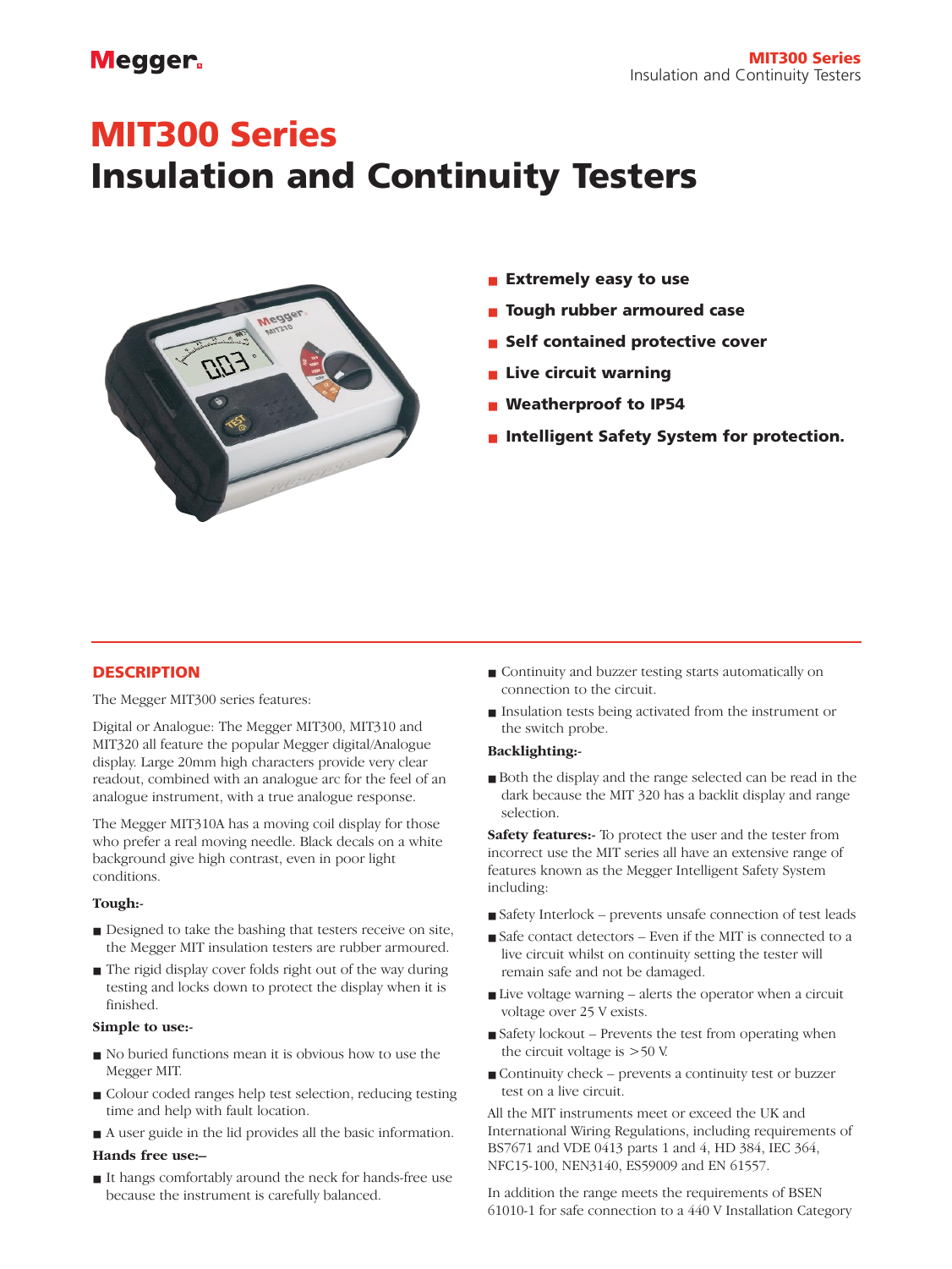# MIT300 Series
# Insulation and Continuity Testers

- **Extremely easy to use**
- **Tough rubber armoured case**
- **Self contained protective cover**
- **Live circuit warning**
- **Weatherproof to IP54**
- **Intelligent Safety System for protection.**

## DESCRIPTION

The Megger MIT300 series features:

Digital or Analogue: The Megger MIT300, MIT310 and MIT320 all feature the popular Megger digital/Analogue display. Large 20mm high characters provide very clear readout, combined with an analogue arc for the feel of an analogue instrument, with a true analogue response.

The Megger MIT310A has a moving coil display for those who prefer a real moving needle. Black decals on a white background give high contrast, even in poor light conditions.

**Tough:-**

- Designed to take the bashing that testers receive on site, the Megger MIT insulation testers are rubber armoured.
- The rigid display cover folds right out of the way during testing and locks down to protect the display when it is finished.

**Simple to use:-**

- No buried functions mean it is obvious how to use the Megger MIT.
- Colour coded ranges help test selection, reducing testing time and help with fault location.
- A user guide in the lid provides all the basic information.

**Hands free use:–**

- It hangs comfortably around the neck for hands-free use because the instrument is carefully balanced.
- Continuity and buzzer testing starts automatically on connection to the circuit.
- Insulation tests being activated from the instrument or the switch probe.

**Backlighting:-**

- Both the display and the range selected can be read in the dark because the MIT 320 has a backlit display and range selection.

**Safety features:-** To protect the user and the tester from incorrect use the MIT series all have an extensive range of features known as the Megger Intelligent Safety System including:

- Safety Interlock – prevents unsafe connection of test leads
- Safe contact detectors – Even if the MIT is connected to a live circuit whilst on continuity setting the tester will remain safe and not be damaged.
- Live voltage warning – alerts the operator when a circuit voltage over 25 V exists.
- Safety lockout – Prevents the test from operating when the circuit voltage is >50 V.
- Continuity check – prevents a continuity test or buzzer test on a live circuit.

All the MIT instruments meet or exceed the UK and International Wiring Regulations, including requirements of BS7671 and VDE 0413 parts 1 and 4, HD 384, IEC 364, NFC15-100, NEN3140, ES59009 and EN 61557.

In addition the range meets the requirements of BSEN 61010-1 for safe connection to a 440 V Installation Category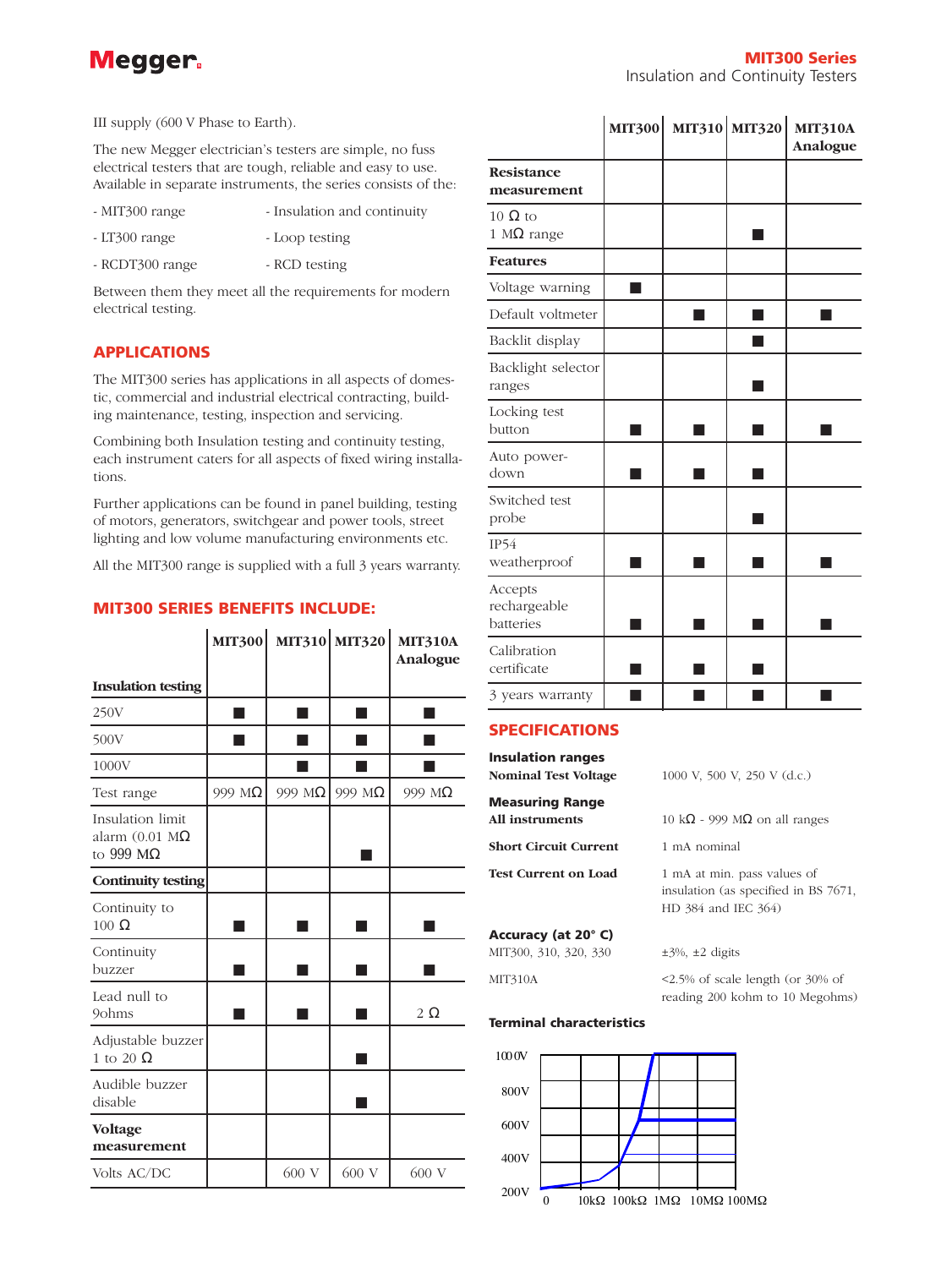III supply (600 V Phase to Earth).

The new Megger electrician's testers are simple, no fuss electrical testers that are tough, reliable and easy to use. Available in separate instruments, the series consists of the:

- MIT300 range - Insulation and continuity
- LT300 range - Loop testing
- RCDT300 range - RCD testing

Between them they meet all the requirements for modern electrical testing.

## APPLICATIONS

The MIT300 series has applications in all aspects of domestic, commercial and industrial electrical contracting, building maintenance, testing, inspection and servicing.

Combining both Insulation testing and continuity testing, each instrument caters for all aspects of fixed wiring installations.

Further applications can be found in panel building, testing of motors, generators, switchgear and power tools, street lighting and low volume manufacturing environments etc.

All the MIT300 range is supplied with a full 3 years warranty.

## MIT300 SERIES BENEFITS INCLUDE:

| | MIT300 | MIT310 | MIT320 | MIT310A Analogue |
|---|---|---|---|---|
| **Insulation testing** | | | | |
| 250V | ■ | ■ | ■ | ■ |
| 500V | ■ | ■ | ■ | ■ |
| 1000V | | ■ | ■ | ■ |
| Test range | 999 MΩ | 999 MΩ | 999 MΩ | 999 MΩ |
| Insulation limit alarm (0.01 MΩ to 999 MΩ | | | ■ | |
| **Continuity testing** | | | | |
| Continuity to 100 Ω | ■ | ■ | ■ | ■ |
| Continuity buzzer | ■ | ■ | ■ | ■ |
| Lead null to 9ohms | ■ | ■ | ■ | 2 Ω |
| Adjustable buzzer 1 to 20 Ω | | | ■ | |
| Audible buzzer disable | | | ■ | |
| **Voltage measurement** | | | | |
| Volts AC/DC | | 600 V | 600 V | 600 V |
| **Resistance measurement** | | | | |
| 10 Ω to 1 MΩ range | | | ■ | |
| **Features** | | | | |
| Voltage warning | ■ | | | |
| Default voltmeter | | ■ | ■ | ■ |
| Backlit display | | | ■ | |
| Backlight selector ranges | | | ■ | |
| Locking test button | ■ | ■ | ■ | ■ |
| Auto power-down | ■ | ■ | ■ | |
| Switched test probe | | | ■ | |
| IP54 weatherproof | ■ | ■ | ■ | ■ |
| Accepts rechargeable batteries | ■ | ■ | ■ | ■ |
| Calibration certificate | ■ | ■ | ■ | |
| 3 years warranty | ■ | ■ | ■ | ■ |

## SPECIFICATIONS

**Insulation ranges**

**Nominal Test Voltage** 1000 V, 500 V, 250 V (d.c.)

**Measuring Range**

**All instruments** 10 kΩ - 999 MΩ on all ranges

**Short Circuit Current** 1 mA nominal

**Test Current on Load** 1 mA at min. pass values of insulation (as specified in BS 7671, HD 384 and IEC 364)

**Accuracy (at 20° C)**

MIT300, 310, 320, 330 ±3%, ±2 digits

MIT310A <2.5% of scale length (or 30% of reading 200 kohm to 10 Megohms)

**Terminal characteristics**

1000V, 800V, 600V, 400V, 200V

0, 10kΩ, 100kΩ, 1MΩ, 10MΩ, 100MΩ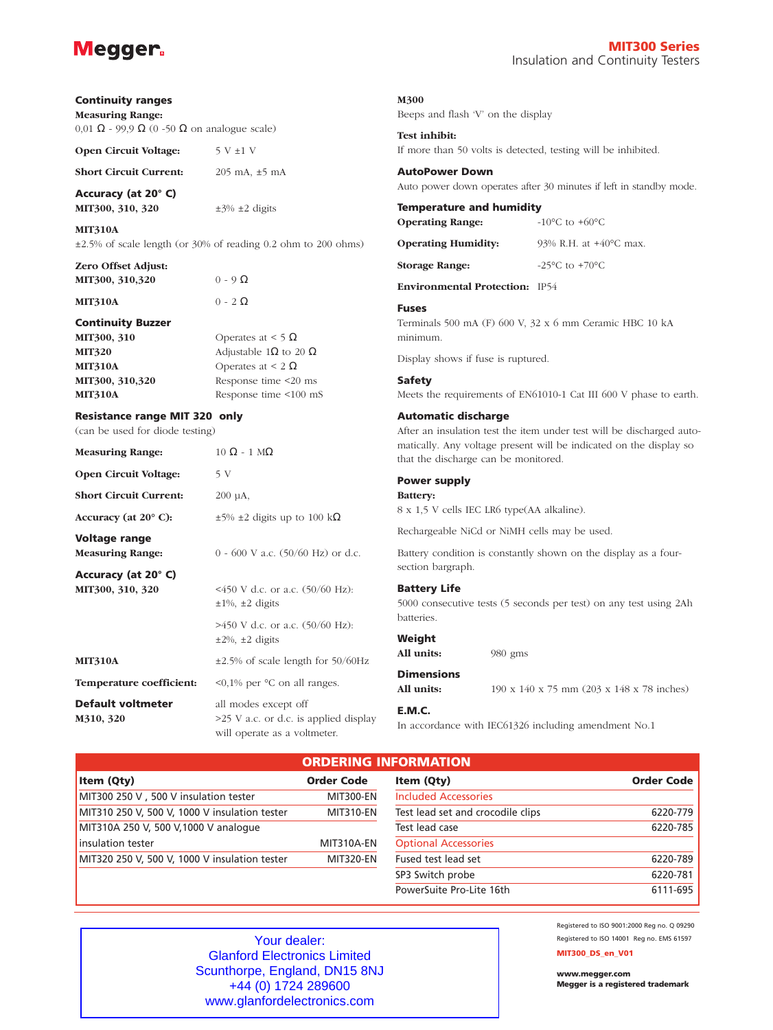### Continuity ranges

**Measuring Range:**
0,01 Ω - 99,9 Ω (0 -50 Ω on analogue scale)

**Open Circuit Voltage:** 5 V ±1 V

**Short Circuit Current:** 205 mA, ±5 mA

### Accuracy (at 20° C)

**MIT300, 310, 320** ±3% ±2 digits

**MIT310A**
±2.5% of scale length (or 30% of reading 0.2 ohm to 200 ohms)

**Zero Offset Adjust:**

| | |
|---|---|
| **MIT300, 310,320** | 0 - 9 Ω |
| **MIT310A** | 0 - 2 Ω |

### Continuity Buzzer

| | |
|---|---|
| **MIT300, 310** | Operates at < 5 Ω |
| **MIT320** | Adjustable 1Ω to 20 Ω |
| **MIT310A** | Operates at < 2 Ω |
| **MIT300, 310,320** | Response time <20 ms |
| **MIT310A** | Response time <100 mS |

### Resistance range MIT 320 only

(can be used for diode testing)

| | |
|---|---|
| **Measuring Range:** | 10 Ω - 1 MΩ |
| **Open Circuit Voltage:** | 5 V |
| **Short Circuit Current:** | 200 µA, |
| **Accuracy (at 20° C):** | ±5% ±2 digits up to 100 kΩ |

### Voltage range

**Measuring Range:** 0 - 600 V a.c. (50/60 Hz) or d.c.

### Accuracy (at 20° C)

| | |
|---|---|
| **MIT300, 310, 320** | <450 V d.c. or a.c. (50/60 Hz): ±1%, ±2 digits |
| | >450 V d.c. or a.c. (50/60 Hz): ±2%, ±2 digits |
| **MIT310A** | ±2.5% of scale length for 50/60Hz |
| **Temperature coefficient:** | <0,1% per °C on all ranges. |

**Default voltmeter** all modes except off

**M310, 320** >25 V a.c. or d.c. is applied display will operate as a voltmeter.

**M300**
Beeps and flash 'V' on the display

**Test inhibit:**
If more than 50 volts is detected, testing will be inhibited.

### AutoPower Down

Auto power down operates after 30 minutes if left in standby mode.

### Temperature and humidity

| | |
|---|---|
| **Operating Range:** | -10°C to +60°C |
| **Operating Humidity:** | 93% R.H. at +40°C max. |
| **Storage Range:** | -25°C to +70°C |
| **Environmental Protection:** | IP54 |

### Fuses

Terminals 500 mA (F) 600 V, 32 x 6 mm Ceramic HBC 10 kA minimum.

Display shows if fuse is ruptured.

### Safety

Meets the requirements of EN61010-1 Cat III 600 V phase to earth.

### Automatic discharge

After an insulation test the item under test will be discharged automatically. Any voltage present will be indicated on the display so that the discharge can be monitored.

### Power supply

**Battery:**
8 x 1,5 V cells IEC LR6 type(AA alkaline).

Rechargeable NiCd or NiMH cells may be used.

Battery condition is constantly shown on the display as a four-section bargraph.

### Battery Life

5000 consecutive tests (5 seconds per test) on any test using 2Ah batteries.

### Weight

**All units:** 980 gms

### Dimensions

**All units:** 190 x 140 x 75 mm (203 x 148 x 78 inches)

### E.M.C.

In accordance with IEC61326 including amendment No.1

## ORDERING INFORMATION

| Item (Qty) | Order Code |
|---|---|
| MIT300 250 V , 500 V insulation tester | MIT300-EN |
| MIT310 250 V, 500 V, 1000 V insulation tester | MIT310-EN |
| MIT310A 250 V, 500 V,1000 V analogue insulation tester | MIT310A-EN |
| MIT320 250 V, 500 V, 1000 V insulation tester | MIT320-EN |

| Item (Qty) | Order Code |
|---|---|
| Included Accessories | |
| Test lead set and crocodile clips | 6220-779 |
| Test lead case | 6220-785 |
| Optional Accessories | |
| Fused test lead set | 6220-789 |
| SP3 Switch probe | 6220-781 |
| PowerSuite Pro-Lite 16th | 6111-695 |

Your dealer:
Glanford Electronics Limited
Scunthorpe, England, DN15 8NJ
+44 (0) 1724 289600
www.glanfordelectronics.com

Registered to ISO 9001:2000 Reg no. Q 09290
Registered to ISO 14001 Reg no. EMS 61597

MIT300_DS_en_V01

**www.megger.com**
**Megger is a registered trademark**